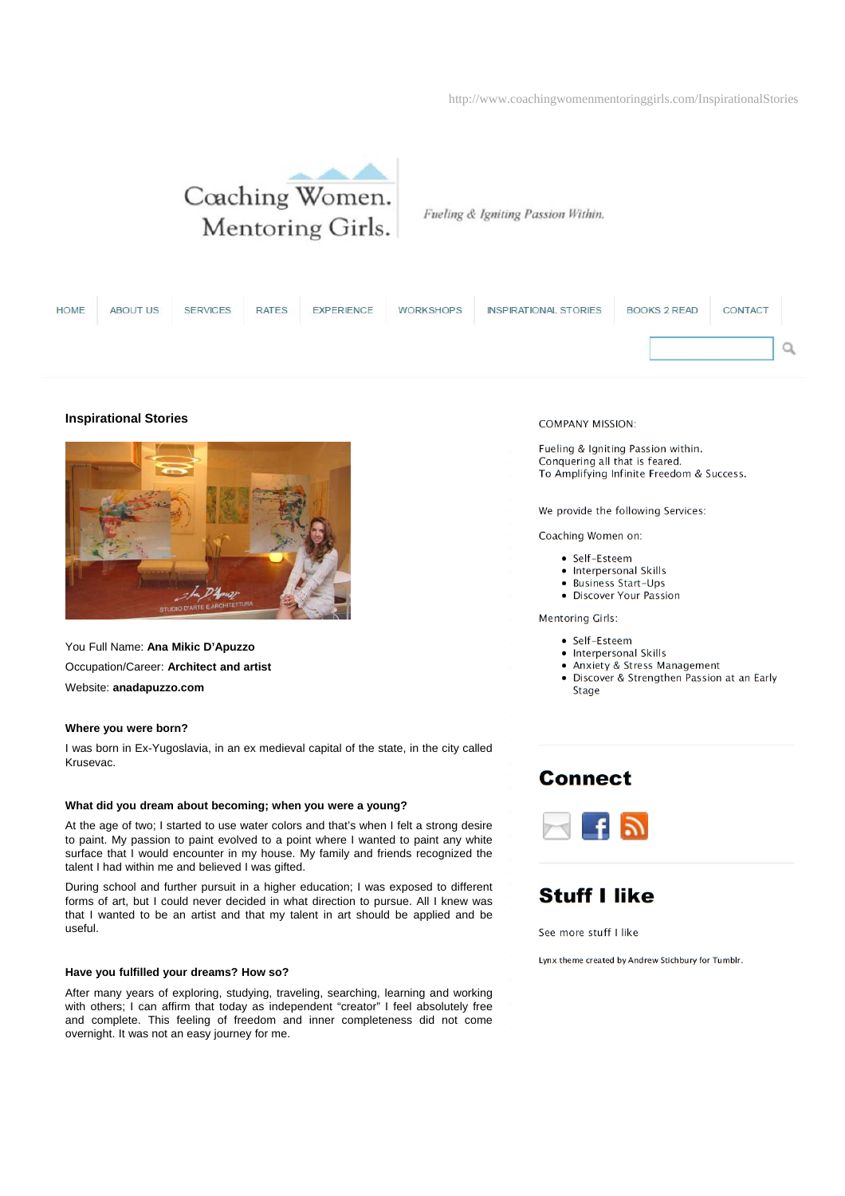http://www.coachingwomenmentoringgirls.com/InspirationalStories

# Coaching Women. Mentoring Girls.

*Fueling & Igniting Passion Within.*

HOME | ABOUT US | SERVICES | RATES | EXPERIENCE | WORKSHOPS | INSPIRATIONAL STORIES | BOOKS 2 READ | CONTACT

## Inspirational Stories

You Full Name: **Ana Mikic D'Apuzzo**

Occupation/Career: **Architect and artist**

Website: **anadapuzzo.com**

### Where you were born?

I was born in Ex-Yugoslavia, in an ex medieval capital of the state, in the city called Krusevac.

### What did you dream about becoming; when you were a young?

At the age of two; I started to use water colors and that's when I felt a strong desire to paint. My passion to paint evolved to a point where I wanted to paint any white surface that I would encounter in my house. My family and friends recognized the talent I had within me and believed I was gifted.

During school and further pursuit in a higher education; I was exposed to different forms of art, but I could never decided in what direction to pursue. All I knew was that I wanted to be an artist and that my talent in art should be applied and be useful.

### Have you fulfilled your dreams? How so?

After many years of exploring, studying, traveling, searching, learning and working with others; I can affirm that today as independent "creator" I feel absolutely free and complete. This feeling of freedom and inner completeness did not come overnight. It was not an easy journey for me.

COMPANY MISSION:

Fueling & Igniting Passion within.
Conquering all that is feared.
To Amplifying Infinite Freedom & Success.

We provide the following Services:

Coaching Women on:

- Self-Esteem
- Interpersonal Skills
- Business Start-Ups
- Discover Your Passion

Mentoring Girls:

- Self-Esteem
- Interpersonal Skills
- Anxiety & Stress Management
- Discover & Strengthen Passion at an Early Stage

## Connect

## Stuff I like

See more stuff I like

Lynx theme created by Andrew Stichbury for Tumblr.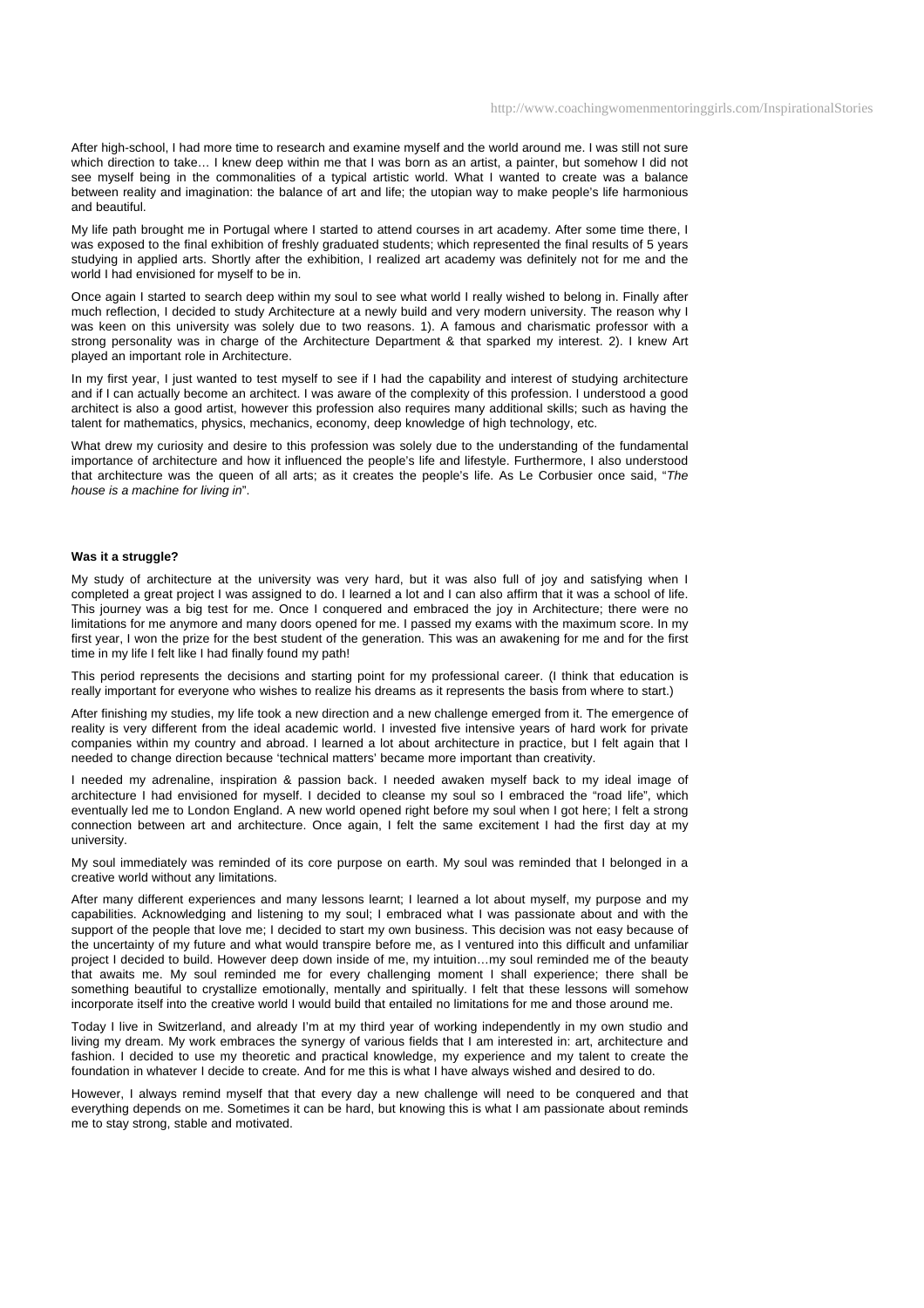After high-school, I had more time to research and examine myself and the world around me. I was still not sure which direction to take… I knew deep within me that I was born as an artist, a painter, but somehow I did not see myself being in the commonalities of a typical artistic world. What I wanted to create was a balance between reality and imagination: the balance of art and life; the utopian way to make people's life harmonious and beautiful.

My life path brought me in Portugal where I started to attend courses in art academy. After some time there, I was exposed to the final exhibition of freshly graduated students; which represented the final results of 5 years studying in applied arts. Shortly after the exhibition, I realized art academy was definitely not for me and the world I had envisioned for myself to be in.

Once again I started to search deep within my soul to see what world I really wished to belong in. Finally after much reflection, I decided to study Architecture at a newly build and very modern university. The reason why I was keen on this university was solely due to two reasons. 1). A famous and charismatic professor with a strong personality was in charge of the Architecture Department & that sparked my interest. 2). I knew Art played an important role in Architecture.

In my first year, I just wanted to test myself to see if I had the capability and interest of studying architecture and if I can actually become an architect. I was aware of the complexity of this profession. I understood a good architect is also a good artist, however this profession also requires many additional skills; such as having the talent for mathematics, physics, mechanics, economy, deep knowledge of high technology, etc.

What drew my curiosity and desire to this profession was solely due to the understanding of the fundamental importance of architecture and how it influenced the people's life and lifestyle. Furthermore, I also understood that architecture was the queen of all arts; as it creates the people's life. As Le Corbusier once said, "*The house is a machine for living in*".

**Was it a struggle?**

My study of architecture at the university was very hard, but it was also full of joy and satisfying when I completed a great project I was assigned to do. I learned a lot and I can also affirm that it was a school of life. This journey was a big test for me. Once I conquered and embraced the joy in Architecture; there were no limitations for me anymore and many doors opened for me. I passed my exams with the maximum score. In my first year, I won the prize for the best student of the generation. This was an awakening for me and for the first time in my life I felt like I had finally found my path!

This period represents the decisions and starting point for my professional career. (I think that education is really important for everyone who wishes to realize his dreams as it represents the basis from where to start.)

After finishing my studies, my life took a new direction and a new challenge emerged from it. The emergence of reality is very different from the ideal academic world. I invested five intensive years of hard work for private companies within my country and abroad. I learned a lot about architecture in practice, but I felt again that I needed to change direction because 'technical matters' became more important than creativity.

I needed my adrenaline, inspiration & passion back. I needed awaken myself back to my ideal image of architecture I had envisioned for myself. I decided to cleanse my soul so I embraced the "road life", which eventually led me to London England. A new world opened right before my soul when I got here; I felt a strong connection between art and architecture. Once again, I felt the same excitement I had the first day at my university.

My soul immediately was reminded of its core purpose on earth. My soul was reminded that I belonged in a creative world without any limitations.

After many different experiences and many lessons learnt; I learned a lot about myself, my purpose and my capabilities. Acknowledging and listening to my soul; I embraced what I was passionate about and with the support of the people that love me; I decided to start my own business. This decision was not easy because of the uncertainty of my future and what would transpire before me, as I ventured into this difficult and unfamiliar project I decided to build. However deep down inside of me, my intuition…my soul reminded me of the beauty that awaits me. My soul reminded me for every challenging moment I shall experience; there shall be something beautiful to crystallize emotionally, mentally and spiritually. I felt that these lessons will somehow incorporate itself into the creative world I would build that entailed no limitations for me and those around me.

Today I live in Switzerland, and already I'm at my third year of working independently in my own studio and living my dream. My work embraces the synergy of various fields that I am interested in: art, architecture and fashion. I decided to use my theoretic and practical knowledge, my experience and my talent to create the foundation in whatever I decide to create. And for me this is what I have always wished and desired to do.

However, I always remind myself that that every day a new challenge will need to be conquered and that everything depends on me. Sometimes it can be hard, but knowing this is what I am passionate about reminds me to stay strong, stable and motivated.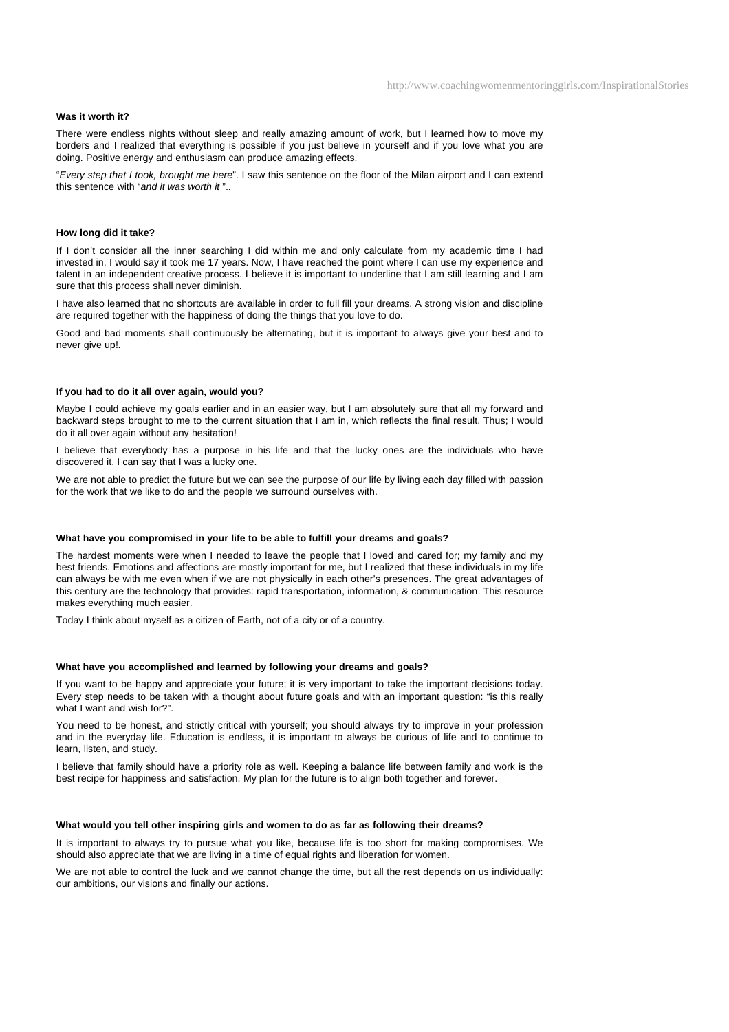**Was it worth it?**

There were endless nights without sleep and really amazing amount of work, but I learned how to move my borders and I realized that everything is possible if you just believe in yourself and if you love what you are doing. Positive energy and enthusiasm can produce amazing effects.

"*Every step that I took, brought me here*". I saw this sentence on the floor of the Milan airport and I can extend this sentence with "*and it was worth it* "..

**How long did it take?**

If I don't consider all the inner searching I did within me and only calculate from my academic time I had invested in, I would say it took me 17 years. Now, I have reached the point where I can use my experience and talent in an independent creative process. I believe it is important to underline that I am still learning and I am sure that this process shall never diminish.

I have also learned that no shortcuts are available in order to full fill your dreams. A strong vision and discipline are required together with the happiness of doing the things that you love to do.

Good and bad moments shall continuously be alternating, but it is important to always give your best and to never give up!.

**If you had to do it all over again, would you?**

Maybe I could achieve my goals earlier and in an easier way, but I am absolutely sure that all my forward and backward steps brought to me to the current situation that I am in, which reflects the final result. Thus; I would do it all over again without any hesitation!

I believe that everybody has a purpose in his life and that the lucky ones are the individuals who have discovered it. I can say that I was a lucky one.

We are not able to predict the future but we can see the purpose of our life by living each day filled with passion for the work that we like to do and the people we surround ourselves with.

**What have you compromised in your life to be able to fulfill your dreams and goals?**

The hardest moments were when I needed to leave the people that I loved and cared for; my family and my best friends. Emotions and affections are mostly important for me, but I realized that these individuals in my life can always be with me even when if we are not physically in each other's presences. The great advantages of this century are the technology that provides: rapid transportation, information, & communication. This resource makes everything much easier.

Today I think about myself as a citizen of Earth, not of a city or of a country.

**What have you accomplished and learned by following your dreams and goals?**

If you want to be happy and appreciate your future; it is very important to take the important decisions today. Every step needs to be taken with a thought about future goals and with an important question: "is this really what I want and wish for?".

You need to be honest, and strictly critical with yourself; you should always try to improve in your profession and in the everyday life. Education is endless, it is important to always be curious of life and to continue to learn, listen, and study.

I believe that family should have a priority role as well. Keeping a balance life between family and work is the best recipe for happiness and satisfaction. My plan for the future is to align both together and forever.

**What would you tell other inspiring girls and women to do as far as following their dreams?**

It is important to always try to pursue what you like, because life is too short for making compromises. We should also appreciate that we are living in a time of equal rights and liberation for women.

We are not able to control the luck and we cannot change the time, but all the rest depends on us individually: our ambitions, our visions and finally our actions.